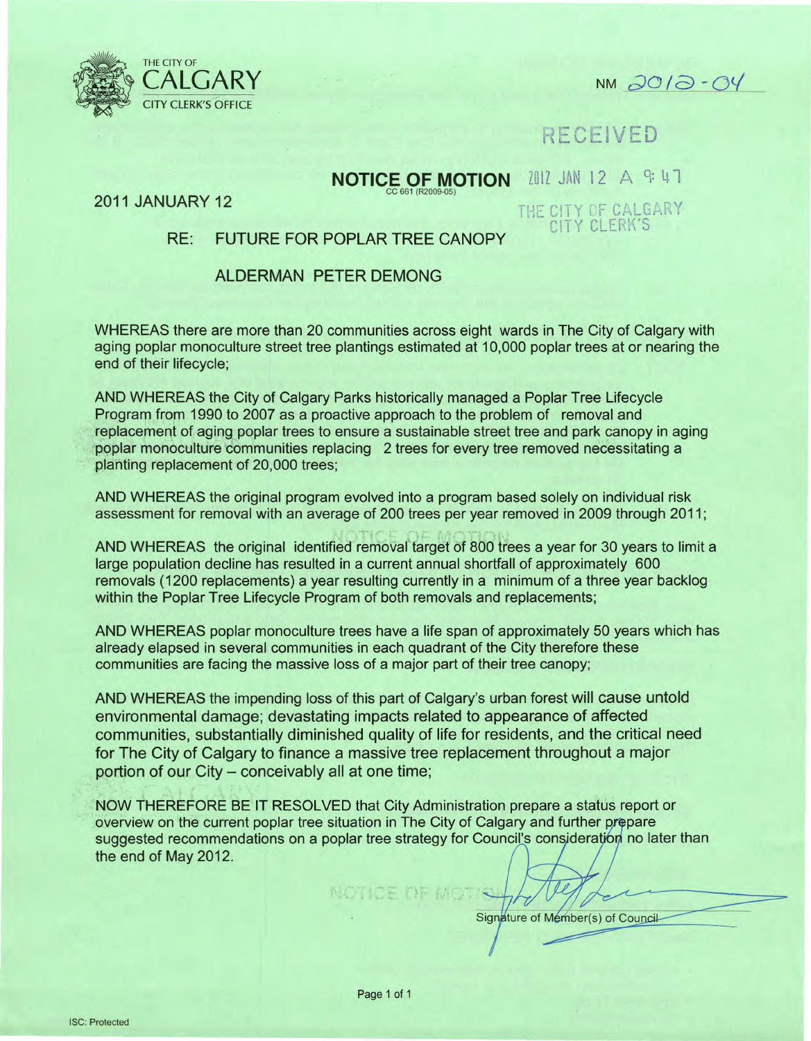THE CITY OF
CALGARY
CITY CLERK'S OFFICE

NM 2012-04

RECEIVED

2012 JAN 12 A 9:47

THE CITY OF CALGARY
CITY CLERK'S

# NOTICE OF MOTION

CC 661 (R2009-05)

2011 JANUARY 12

## RE: FUTURE FOR POPLAR TREE CANOPY

## ALDERMAN PETER DEMONG

WHEREAS there are more than 20 communities across eight wards in The City of Calgary with aging poplar monoculture street tree plantings estimated at 10,000 poplar trees at or nearing the end of their lifecycle;

AND WHEREAS the City of Calgary Parks historically managed a Poplar Tree Lifecycle Program from 1990 to 2007 as a proactive approach to the problem of removal and replacement of aging poplar trees to ensure a sustainable street tree and park canopy in aging poplar monoculture communities replacing 2 trees for every tree removed necessitating a planting replacement of 20,000 trees;

AND WHEREAS the original program evolved into a program based solely on individual risk assessment for removal with an average of 200 trees per year removed in 2009 through 2011;

AND WHEREAS the original identified removal target of 800 trees a year for 30 years to limit a large population decline has resulted in a current annual shortfall of approximately 600 removals (1200 replacements) a year resulting currently in a minimum of a three year backlog within the Poplar Tree Lifecycle Program of both removals and replacements;

AND WHEREAS poplar monoculture trees have a life span of approximately 50 years which has already elapsed in several communities in each quadrant of the City therefore these communities are facing the massive loss of a major part of their tree canopy;

AND WHEREAS the impending loss of this part of Calgary's urban forest will cause untold environmental damage; devastating impacts related to appearance of affected communities, substantially diminished quality of life for residents, and the critical need for The City of Calgary to finance a massive tree replacement throughout a major portion of our City – conceivably all at one time;

NOW THEREFORE BE IT RESOLVED that City Administration prepare a status report or overview on the current poplar tree situation in The City of Calgary and further prepare suggested recommendations on a poplar tree strategy for Council's consideration no later than the end of May 2012.

Signature of Member(s) of Council

ISC: Protected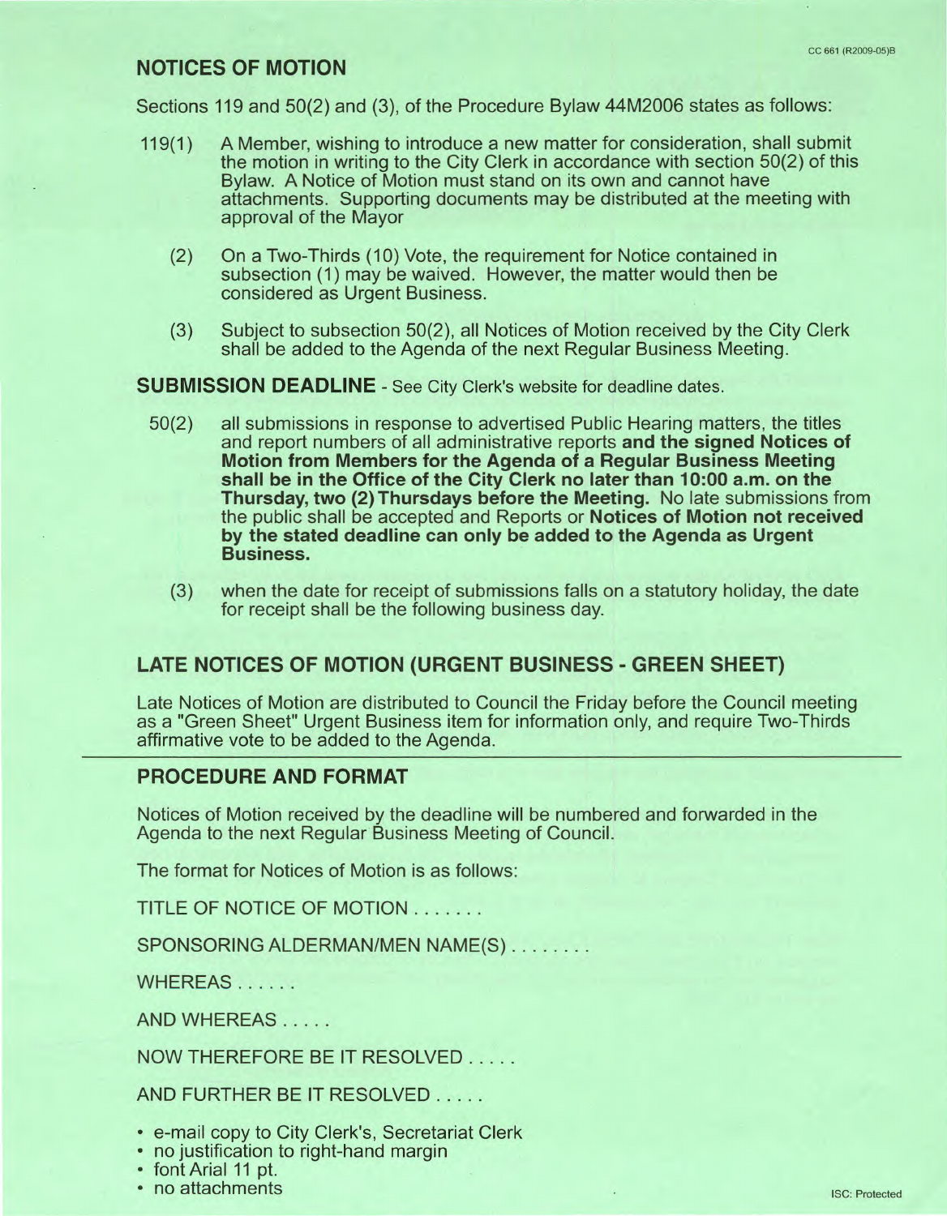## NOTICES OF MOTION

Sections 119 and 50(2) and (3), of the Procedure Bylaw 44M2006 states as follows:

119(1) A Member, wishing to introduce a new matter for consideration, shall submit the motion in writing to the City Clerk in accordance with section 50(2) of this Bylaw. A Notice of Motion must stand on its own and cannot have attachments. Supporting documents may be distributed at the meeting with approval of the Mayor

(2) On a Two-Thirds (10) Vote, the requirement for Notice contained in subsection (1) may be waived. However, the matter would then be considered as Urgent Business.

(3) Subject to subsection 50(2), all Notices of Motion received by the City Clerk shall be added to the Agenda of the next Regular Business Meeting.

**SUBMISSION DEADLINE** - See City Clerk's website for deadline dates.

50(2) all submissions in response to advertised Public Hearing matters, the titles and report numbers of all administrative reports **and the signed Notices of Motion from Members for the Agenda of a Regular Business Meeting shall be in the Office of the City Clerk no later than 10:00 a.m. on the Thursday, two (2) Thursdays before the Meeting.** No late submissions from the public shall be accepted and Reports or **Notices of Motion not received by the stated deadline can only be added to the Agenda as Urgent Business.**

(3) when the date for receipt of submissions falls on a statutory holiday, the date for receipt shall be the following business day.

## LATE NOTICES OF MOTION (URGENT BUSINESS - GREEN SHEET)

Late Notices of Motion are distributed to Council the Friday before the Council meeting as a "Green Sheet" Urgent Business item for information only, and require Two-Thirds affirmative vote to be added to the Agenda.

---

## PROCEDURE AND FORMAT

Notices of Motion received by the deadline will be numbered and forwarded in the Agenda to the next Regular Business Meeting of Council.

The format for Notices of Motion is as follows:

TITLE OF NOTICE OF MOTION . . . . . . .

SPONSORING ALDERMAN/MEN NAME(S) . . . . . . . .

WHEREAS . . . . . .

AND WHEREAS . . . . .

NOW THEREFORE BE IT RESOLVED . . . . .

AND FURTHER BE IT RESOLVED . . . . .

- e-mail copy to City Clerk's, Secretariat Clerk
- no justification to right-hand margin
- font Arial 11 pt.
- no attachments